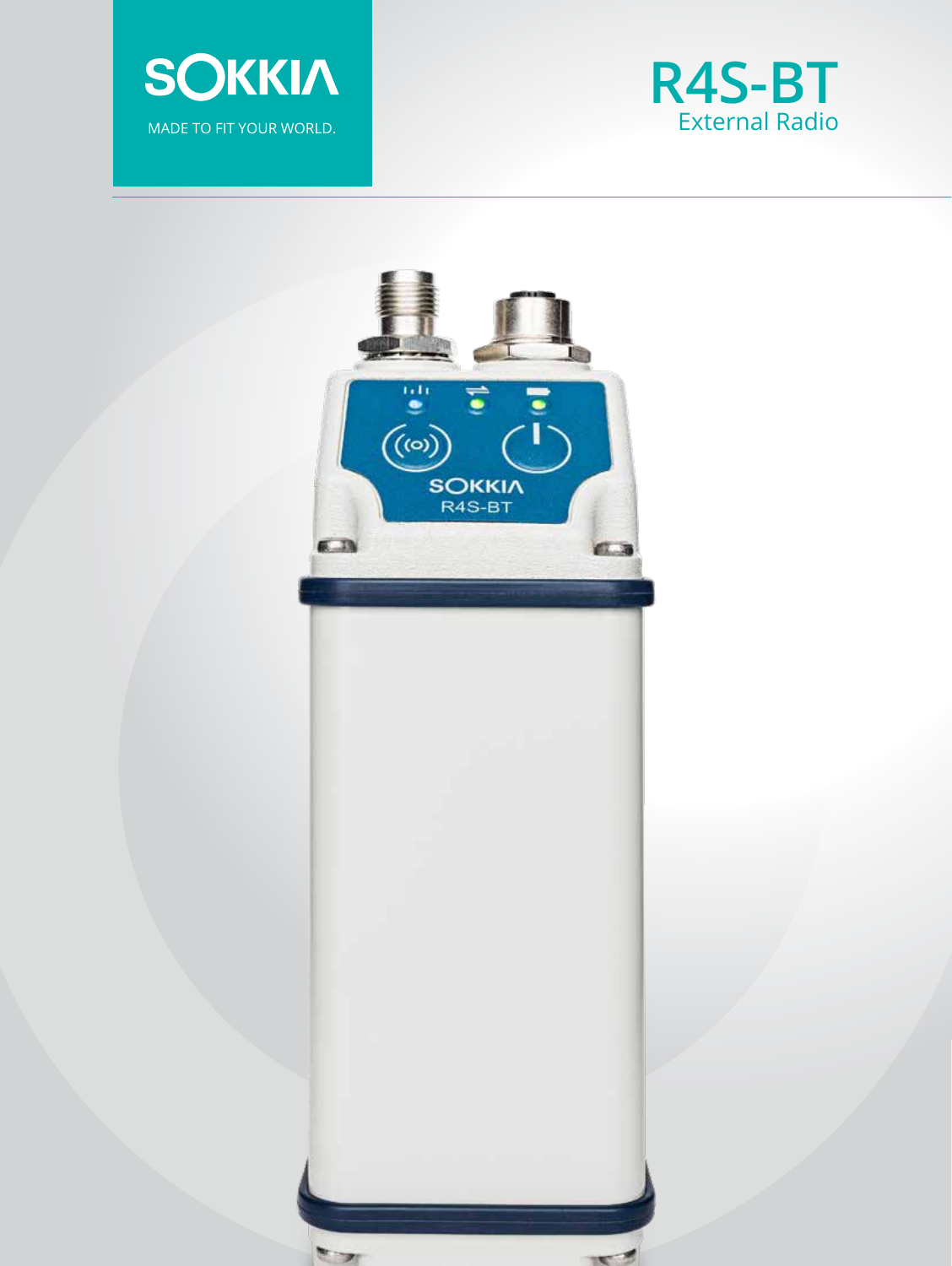SOKKIA

MADE TO FIT YOUR WORLD.

# R4S-BT

## External Radio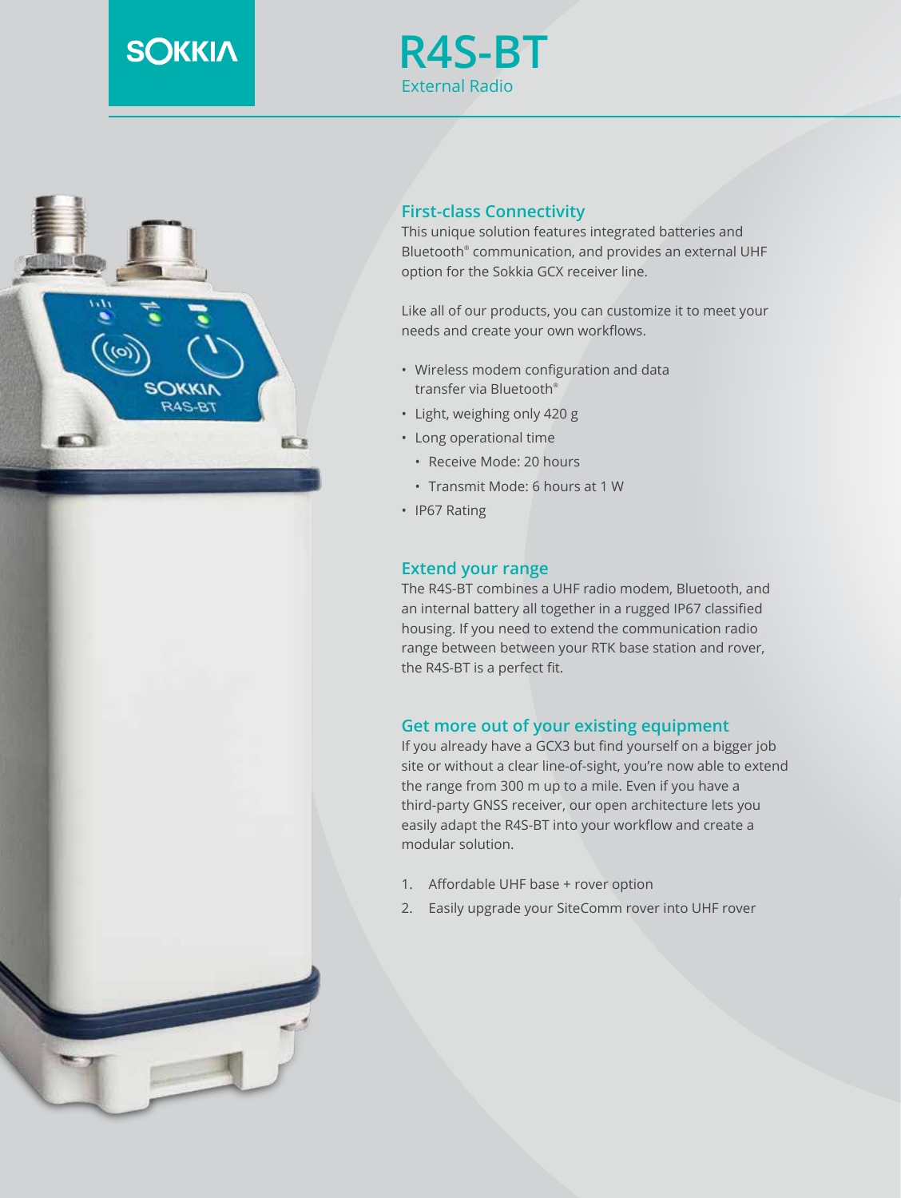# R4S-BT

External Radio

## First-class Connectivity

This unique solution features integrated batteries and Bluetooth® communication, and provides an external UHF option for the Sokkia GCX receiver line.

Like all of our products, you can customize it to meet your needs and create your own workflows.

- Wireless modem configuration and data transfer via Bluetooth®
- Light, weighing only 420 g
- Long operational time
  - Receive Mode: 20 hours
  - Transmit Mode: 6 hours at 1 W
- IP67 Rating

## Extend your range

The R4S-BT combines a UHF radio modem, Bluetooth, and an internal battery all together in a rugged IP67 classified housing. If you need to extend the communication radio range between between your RTK base station and rover, the R4S-BT is a perfect fit.

## Get more out of your existing equipment

If you already have a GCX3 but find yourself on a bigger job site or without a clear line-of-sight, you're now able to extend the range from 300 m up to a mile. Even if you have a third-party GNSS receiver, our open architecture lets you easily adapt the R4S-BT into your workflow and create a modular solution.

1. Affordable UHF base + rover option
2. Easily upgrade your SiteComm rover into UHF rover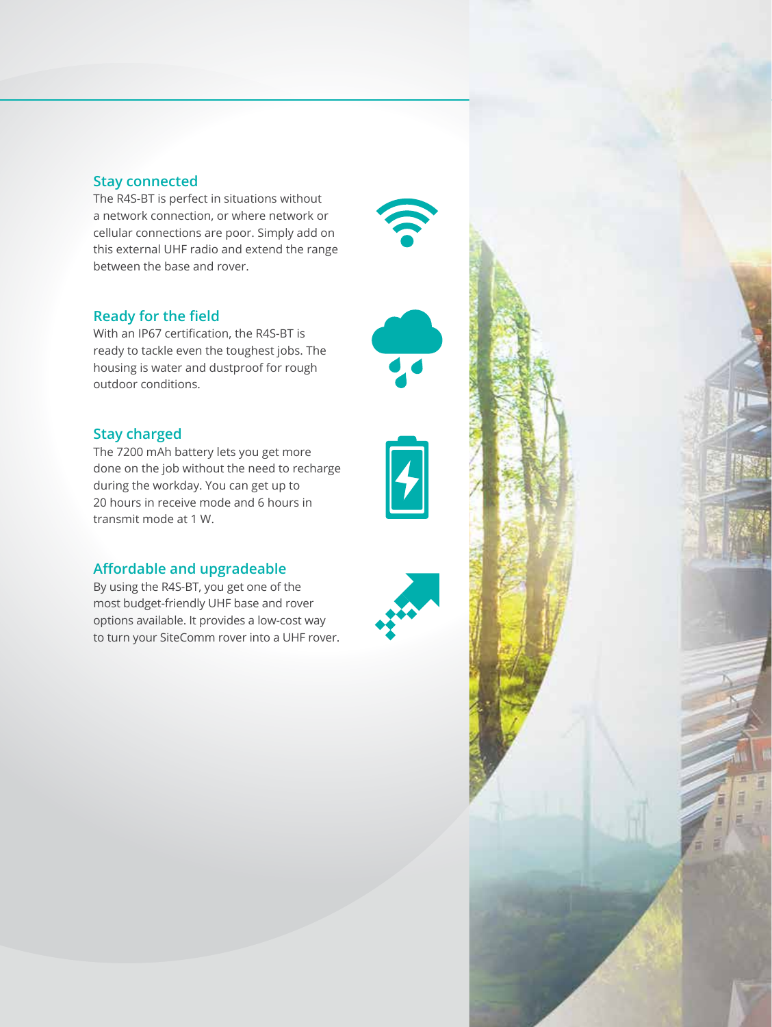## Stay connected

The R4S-BT is perfect in situations without a network connection, or where network or cellular connections are poor. Simply add on this external UHF radio and extend the range between the base and rover.

## Ready for the field

With an IP67 certification, the R4S-BT is ready to tackle even the toughest jobs. The housing is water and dustproof for rough outdoor conditions.

## Stay charged

The 7200 mAh battery lets you get more done on the job without the need to recharge during the workday. You can get up to 20 hours in receive mode and 6 hours in transmit mode at 1 W.

## Affordable and upgradeable

By using the R4S-BT, you get one of the most budget-friendly UHF base and rover options available. It provides a low-cost way to turn your SiteComm rover into a UHF rover.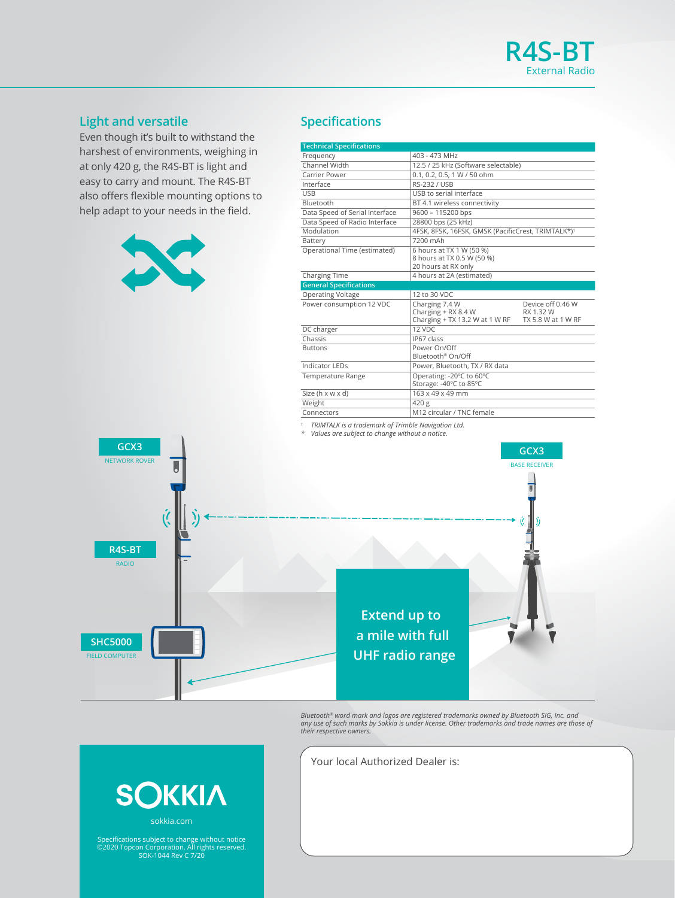# R4S-BT
External Radio

## Light and versatile

Even though it's built to withstand the harshest of environments, weighing in at only 420 g, the R4S-BT is light and easy to carry and mount. The R4S-BT also offers flexible mounting options to help adapt to your needs in the field.

## Specifications

| Technical Specifications | | |
|---|---|---|
| Frequency | 403 - 473 MHz | |
| Channel Width | 12.5 / 25 kHz (Software selectable) | |
| Carrier Power | 0.1, 0.2, 0.5, 1 W / 50 ohm | |
| Interface | RS-232 / USB | |
| USB | USB to serial interface | |
| Bluetooth | BT 4.1 wireless connectivity | |
| Data Speed of Serial Interface | 9600 – 115200 bps | |
| Data Speed of Radio Interface | 28800 bps (25 kHz) | |
| Modulation | 4FSK, 8FSK, 16FSK, GMSK (PacificCrest, TRIMTALK*)[1] | |
| Battery | 7200 mAh | |
| Operational Time (estimated) | 6 hours at TX 1 W (50 %)<br>8 hours at TX 0.5 W (50 %)<br>20 hours at RX only | |
| Charging Time | 4 hours at 2A (estimated) | |
| **General Specifications** | | |
| Operating Voltage | 12 to 30 VDC | |
| Power consumption 12 VDC | Charging 7.4 W<br>Charging + RX 8.4 W<br>Charging + TX 13.2 W at 1 W RF | Device off 0.46 W<br>RX 1.32 W<br>TX 5.8 W at 1 W RF |
| DC charger | 12 VDC | |
| Chassis | IP67 class | |
| Buttons | Power On/Off<br>Bluetooth® On/Off | |
| Indicator LEDs | Power, Bluetooth, TX / RX data | |
| Temperature Range | Operating: -20°C to 60°C<br>Storage: -40°C to 85°C | |
| Size (h x w x d) | 163 x 49 x 49 mm | |
| Weight | 420 g | |
| Connectors | M12 circular / TNC female | |

[1] *TRIMTALK is a trademark of Trimble Navigation Ltd.*
\* *Values are subject to change without a notice.*

GCX3
NETWORK ROVER

R4S-BT
RADIO

SHC5000
FIELD COMPUTER

GCX3
BASE RECEIVER

Extend up to a mile with full UHF radio range

*Bluetooth® word mark and logos are registered trademarks owned by Bluetooth SIG, Inc. and any use of such marks by Sokkia is under license. Other trademarks and trade names are those of their respective owners.*

SOKKIA
sokkia.com

Specifications subject to change without notice
©2020 Topcon Corporation. All rights reserved.
SOK-1044 Rev C 7/20

Your local Authorized Dealer is: